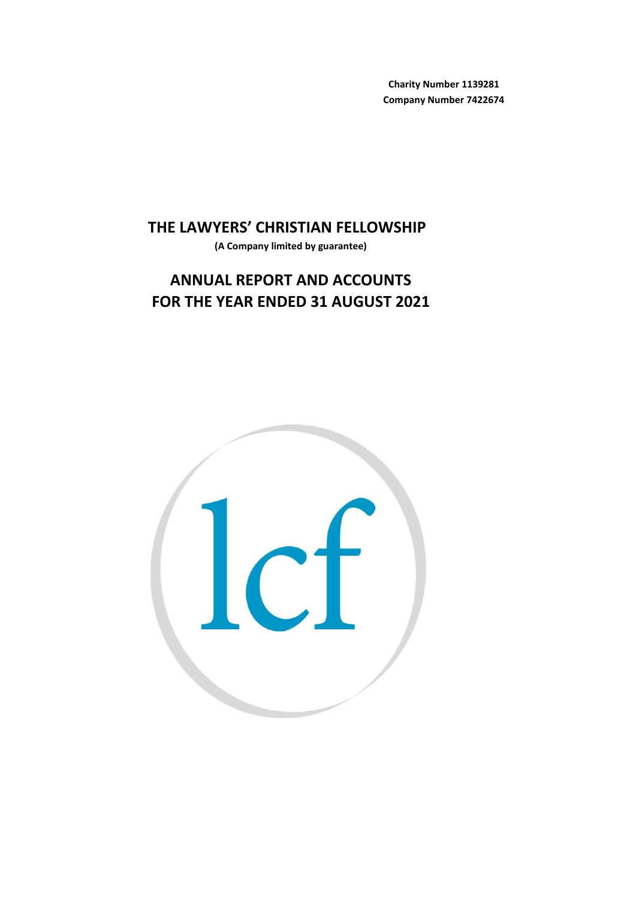**Charity Number 1139281**
**Company Number 7422674**

# THE LAWYERS' CHRISTIAN FELLOWSHIP

**(A Company limited by guarantee)**

## ANNUAL REPORT AND ACCOUNTS FOR THE YEAR ENDED 31 AUGUST 2021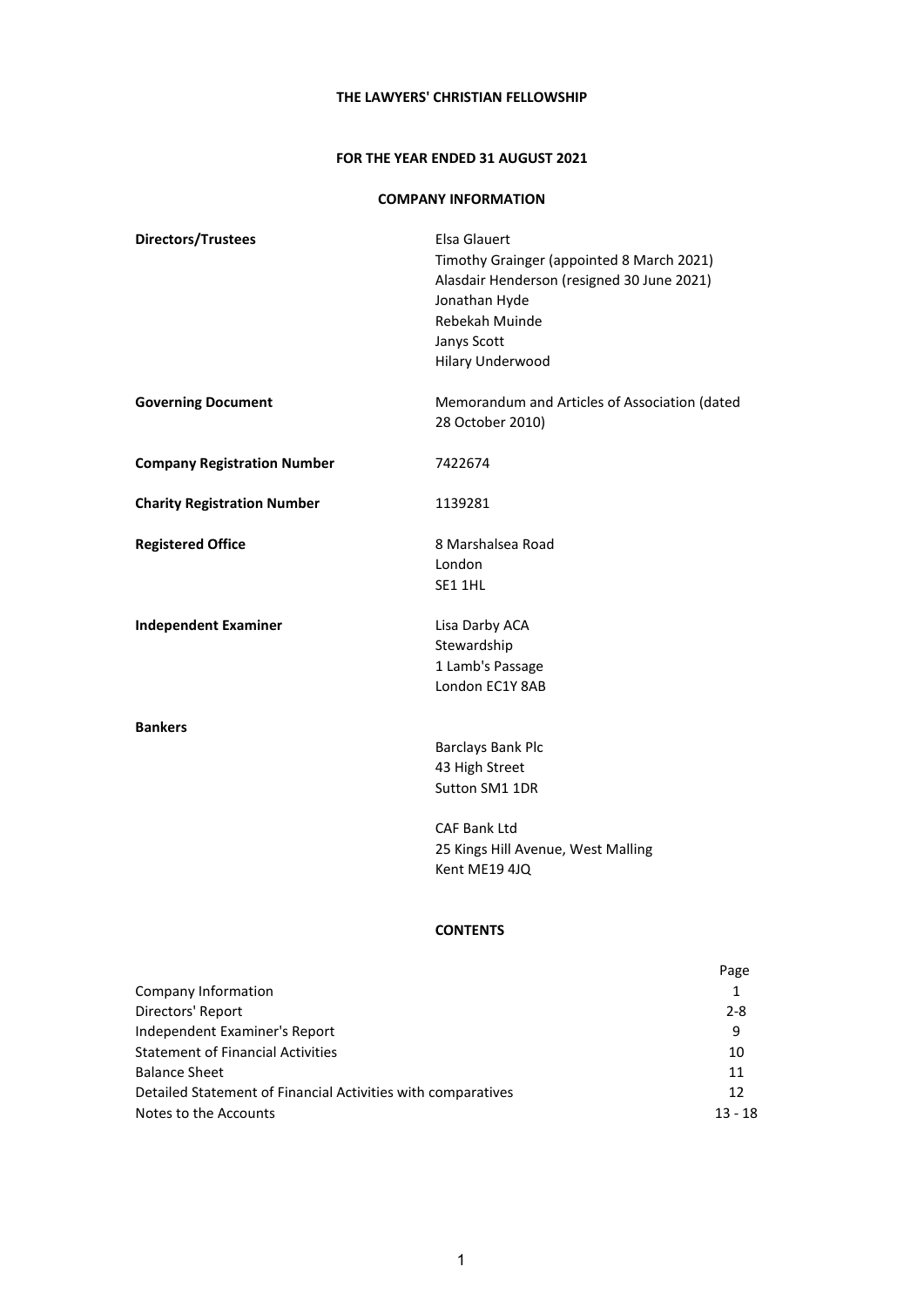**THE LAWYERS' CHRISTIAN FELLOWSHIP**

**FOR THE YEAR ENDED 31 AUGUST 2021**

**COMPANY INFORMATION**

| | |
|---|---|
| **Directors/Trustees** | Elsa Glauert<br>Timothy Grainger (appointed 8 March 2021)<br>Alasdair Henderson (resigned 30 June 2021)<br>Jonathan Hyde<br>Rebekah Muinde<br>Janys Scott<br>Hilary Underwood |
| **Governing Document** | Memorandum and Articles of Association (dated 28 October 2010) |
| **Company Registration Number** | 7422674 |
| **Charity Registration Number** | 1139281 |
| **Registered Office** | 8 Marshalsea Road<br>London<br>SE1 1HL |
| **Independent Examiner** | Lisa Darby ACA<br>Stewardship<br>1 Lamb's Passage<br>London EC1Y 8AB |
| **Bankers** | Barclays Bank Plc<br>43 High Street<br>Sutton SM1 1DR<br><br>CAF Bank Ltd<br>25 Kings Hill Avenue, West Malling<br>Kent ME19 4JQ |

**CONTENTS**

| | Page |
|---|---|
| Company Information | 1 |
| Directors' Report | 2-8 |
| Independent Examiner's Report | 9 |
| Statement of Financial Activities | 10 |
| Balance Sheet | 11 |
| Detailed Statement of Financial Activities with comparatives | 12 |
| Notes to the Accounts | 13 - 18 |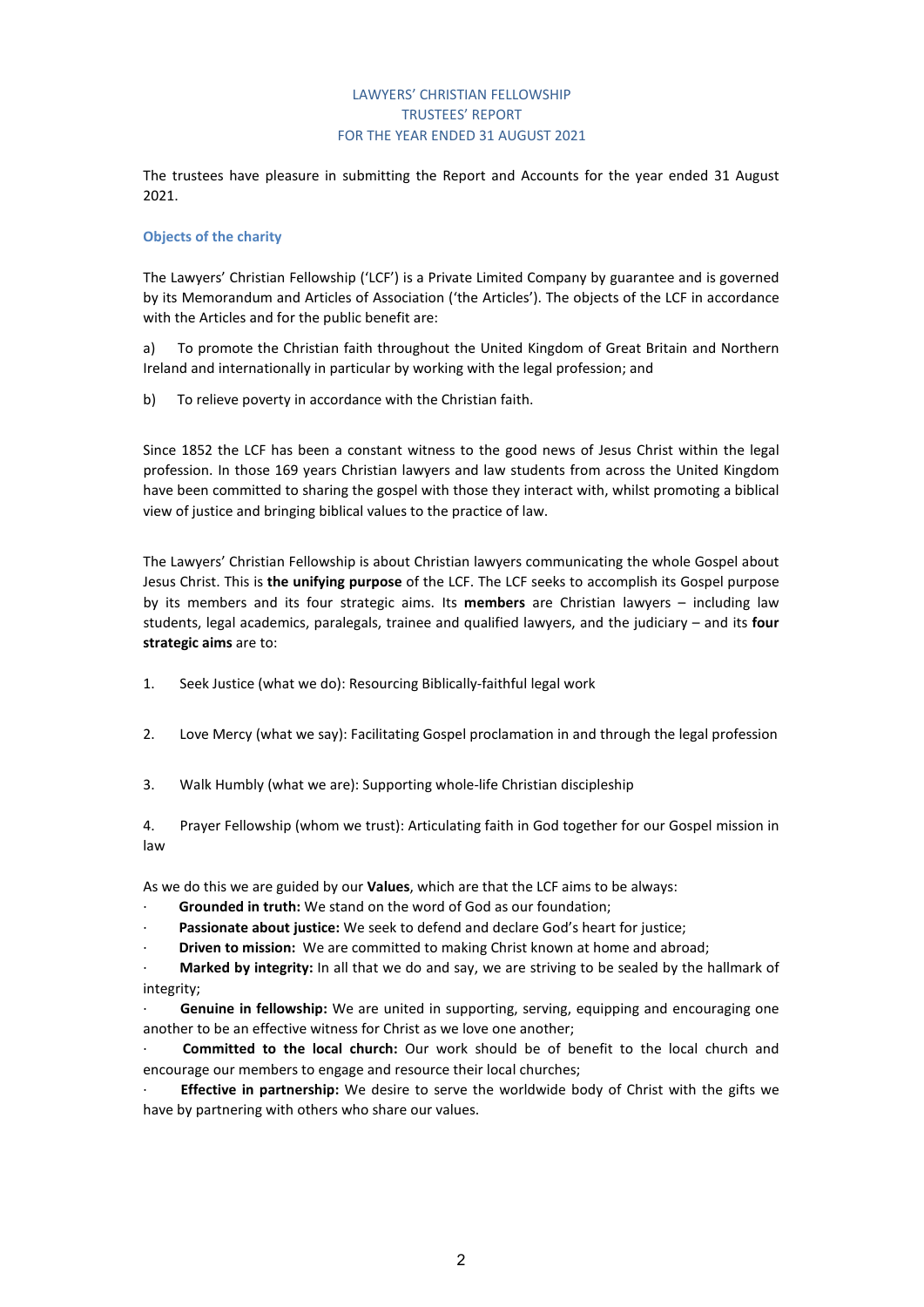LAWYERS' CHRISTIAN FELLOWSHIP
TRUSTEES' REPORT
FOR THE YEAR ENDED 31 AUGUST 2021

The trustees have pleasure in submitting the Report and Accounts for the year ended 31 August 2021.

### Objects of the charity

The Lawyers' Christian Fellowship ('LCF') is a Private Limited Company by guarantee and is governed by its Memorandum and Articles of Association ('the Articles'). The objects of the LCF in accordance with the Articles and for the public benefit are:

a) To promote the Christian faith throughout the United Kingdom of Great Britain and Northern Ireland and internationally in particular by working with the legal profession; and

b) To relieve poverty in accordance with the Christian faith.

Since 1852 the LCF has been a constant witness to the good news of Jesus Christ within the legal profession. In those 169 years Christian lawyers and law students from across the United Kingdom have been committed to sharing the gospel with those they interact with, whilst promoting a biblical view of justice and bringing biblical values to the practice of law.

The Lawyers' Christian Fellowship is about Christian lawyers communicating the whole Gospel about Jesus Christ. This is **the unifying purpose** of the LCF. The LCF seeks to accomplish its Gospel purpose by its members and its four strategic aims. Its **members** are Christian lawyers – including law students, legal academics, paralegals, trainee and qualified lawyers, and the judiciary – and its **four strategic aims** are to:

1. Seek Justice (what we do): Resourcing Biblically-faithful legal work

2. Love Mercy (what we say): Facilitating Gospel proclamation in and through the legal profession

3. Walk Humbly (what we are): Supporting whole-life Christian discipleship

4. Prayer Fellowship (whom we trust): Articulating faith in God together for our Gospel mission in law

As we do this we are guided by our **Values**, which are that the LCF aims to be always:

- **Grounded in truth:** We stand on the word of God as our foundation;
- **Passionate about justice:** We seek to defend and declare God's heart for justice;
- **Driven to mission:** We are committed to making Christ known at home and abroad;
- **Marked by integrity:** In all that we do and say, we are striving to be sealed by the hallmark of integrity;
- **Genuine in fellowship:** We are united in supporting, serving, equipping and encouraging one another to be an effective witness for Christ as we love one another;
- **Committed to the local church:** Our work should be of benefit to the local church and encourage our members to engage and resource their local churches;
- **Effective in partnership:** We desire to serve the worldwide body of Christ with the gifts we have by partnering with others who share our values.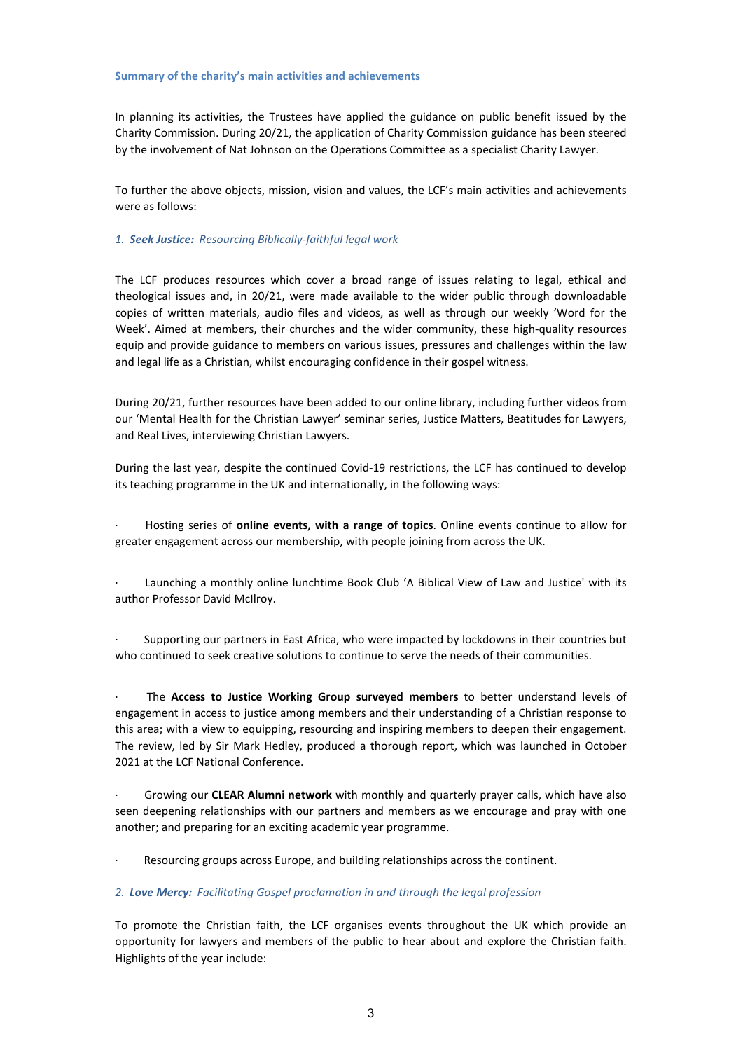### Summary of the charity's main activities and achievements

In planning its activities, the Trustees have applied the guidance on public benefit issued by the Charity Commission. During 20/21, the application of Charity Commission guidance has been steered by the involvement of Nat Johnson on the Operations Committee as a specialist Charity Lawyer.

To further the above objects, mission, vision and values, the LCF's main activities and achievements were as follows:

#### *1. **Seek Justice:** Resourcing Biblically-faithful legal work*

The LCF produces resources which cover a broad range of issues relating to legal, ethical and theological issues and, in 20/21, were made available to the wider public through downloadable copies of written materials, audio files and videos, as well as through our weekly 'Word for the Week'. Aimed at members, their churches and the wider community, these high-quality resources equip and provide guidance to members on various issues, pressures and challenges within the law and legal life as a Christian, whilst encouraging confidence in their gospel witness.

During 20/21, further resources have been added to our online library, including further videos from our 'Mental Health for the Christian Lawyer' seminar series, Justice Matters, Beatitudes for Lawyers, and Real Lives, interviewing Christian Lawyers.

During the last year, despite the continued Covid-19 restrictions, the LCF has continued to develop its teaching programme in the UK and internationally, in the following ways:

- Hosting series of **online events, with a range of topics**. Online events continue to allow for greater engagement across our membership, with people joining from across the UK.

- Launching a monthly online lunchtime Book Club 'A Biblical View of Law and Justice' with its author Professor David McIlroy.

- Supporting our partners in East Africa, who were impacted by lockdowns in their countries but who continued to seek creative solutions to continue to serve the needs of their communities.

- The **Access to Justice Working Group surveyed members** to better understand levels of engagement in access to justice among members and their understanding of a Christian response to this area; with a view to equipping, resourcing and inspiring members to deepen their engagement. The review, led by Sir Mark Hedley, produced a thorough report, which was launched in October 2021 at the LCF National Conference.

- Growing our **CLEAR Alumni network** with monthly and quarterly prayer calls, which have also seen deepening relationships with our partners and members as we encourage and pray with one another; and preparing for an exciting academic year programme.

- Resourcing groups across Europe, and building relationships across the continent.

#### *2. **Love Mercy:** Facilitating Gospel proclamation in and through the legal profession*

To promote the Christian faith, the LCF organises events throughout the UK which provide an opportunity for lawyers and members of the public to hear about and explore the Christian faith. Highlights of the year include: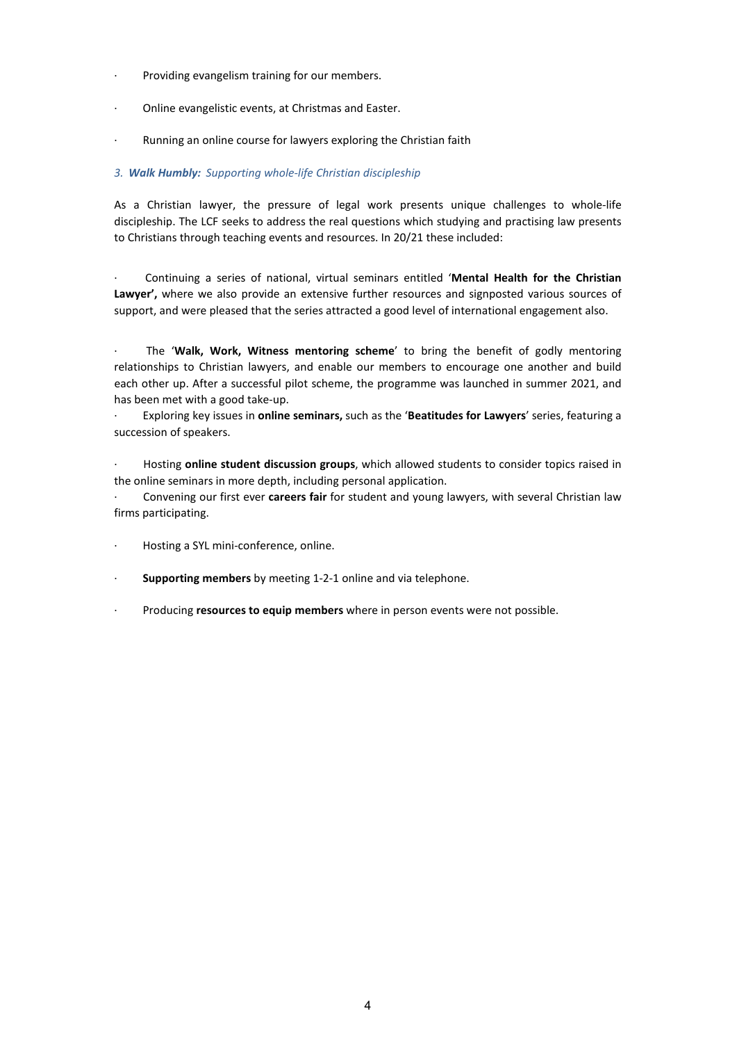- Providing evangelism training for our members.
- Online evangelistic events, at Christmas and Easter.
- Running an online course for lawyers exploring the Christian faith

### *3. **Walk Humbly:** Supporting whole-life Christian discipleship*

As a Christian lawyer, the pressure of legal work presents unique challenges to whole-life discipleship. The LCF seeks to address the real questions which studying and practising law presents to Christians through teaching events and resources. In 20/21 these included:

- Continuing a series of national, virtual seminars entitled '**Mental Health for the Christian Lawyer',** where we also provide an extensive further resources and signposted various sources of support, and were pleased that the series attracted a good level of international engagement also.
- The '**Walk, Work, Witness mentoring scheme**' to bring the benefit of godly mentoring relationships to Christian lawyers, and enable our members to encourage one another and build each other up. After a successful pilot scheme, the programme was launched in summer 2021, and has been met with a good take-up.
- Exploring key issues in **online seminars,** such as the '**Beatitudes for Lawyers**' series, featuring a succession of speakers.
- Hosting **online student discussion groups**, which allowed students to consider topics raised in the online seminars in more depth, including personal application.
- Convening our first ever **careers fair** for student and young lawyers, with several Christian law firms participating.
- Hosting a SYL mini-conference, online.
- **Supporting members** by meeting 1-2-1 online and via telephone.
- Producing **resources to equip members** where in person events were not possible.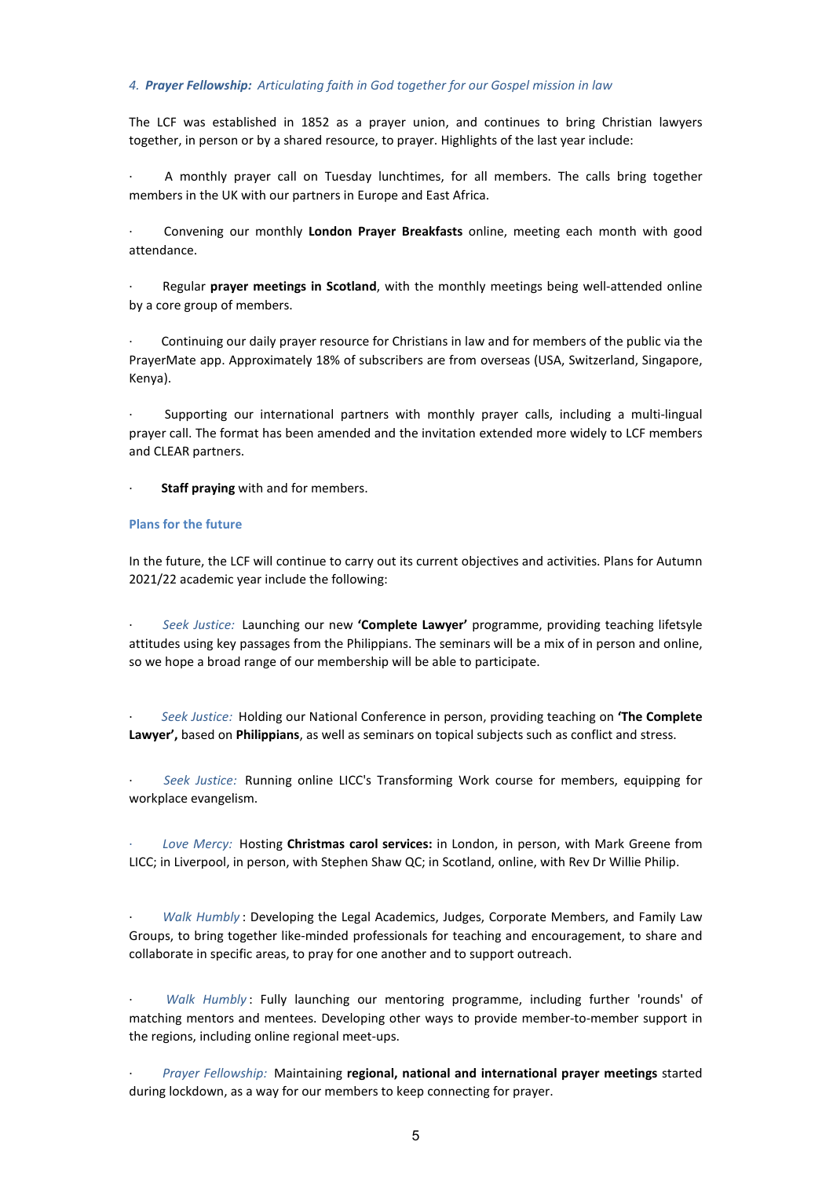*4. **Prayer Fellowship:** Articulating faith in God together for our Gospel mission in law*

The LCF was established in 1852 as a prayer union, and continues to bring Christian lawyers together, in person or by a shared resource, to prayer. Highlights of the last year include:

- A monthly prayer call on Tuesday lunchtimes, for all members. The calls bring together members in the UK with our partners in Europe and East Africa.
- Convening our monthly **London Prayer Breakfasts** online, meeting each month with good attendance.
- Regular **prayer meetings in Scotland**, with the monthly meetings being well-attended online by a core group of members.
- Continuing our daily prayer resource for Christians in law and for members of the public via the PrayerMate app. Approximately 18% of subscribers are from overseas (USA, Switzerland, Singapore, Kenya).
- Supporting our international partners with monthly prayer calls, including a multi-lingual prayer call. The format has been amended and the invitation extended more widely to LCF members and CLEAR partners.
- **Staff praying** with and for members.

### Plans for the future

In the future, the LCF will continue to carry out its current objectives and activities. Plans for Autumn 2021/22 academic year include the following:

- *Seek Justice:* Launching our new **'Complete Lawyer'** programme, providing teaching lifetsyle attitudes using key passages from the Philippians. The seminars will be a mix of in person and online, so we hope a broad range of our membership will be able to participate.
- *Seek Justice:* Holding our National Conference in person, providing teaching on **'The Complete Lawyer',** based on **Philippians**, as well as seminars on topical subjects such as conflict and stress.
- *Seek Justice:* Running online LICC's Transforming Work course for members, equipping for workplace evangelism.
- *Love Mercy:* Hosting **Christmas carol services:** in London, in person, with Mark Greene from LICC; in Liverpool, in person, with Stephen Shaw QC; in Scotland, online, with Rev Dr Willie Philip.
- *Walk Humbly*: Developing the Legal Academics, Judges, Corporate Members, and Family Law Groups, to bring together like-minded professionals for teaching and encouragement, to share and collaborate in specific areas, to pray for one another and to support outreach.
- *Walk Humbly*: Fully launching our mentoring programme, including further 'rounds' of matching mentors and mentees. Developing other ways to provide member-to-member support in the regions, including online regional meet-ups.
- *Prayer Fellowship:* Maintaining **regional, national and international prayer meetings** started during lockdown, as a way for our members to keep connecting for prayer.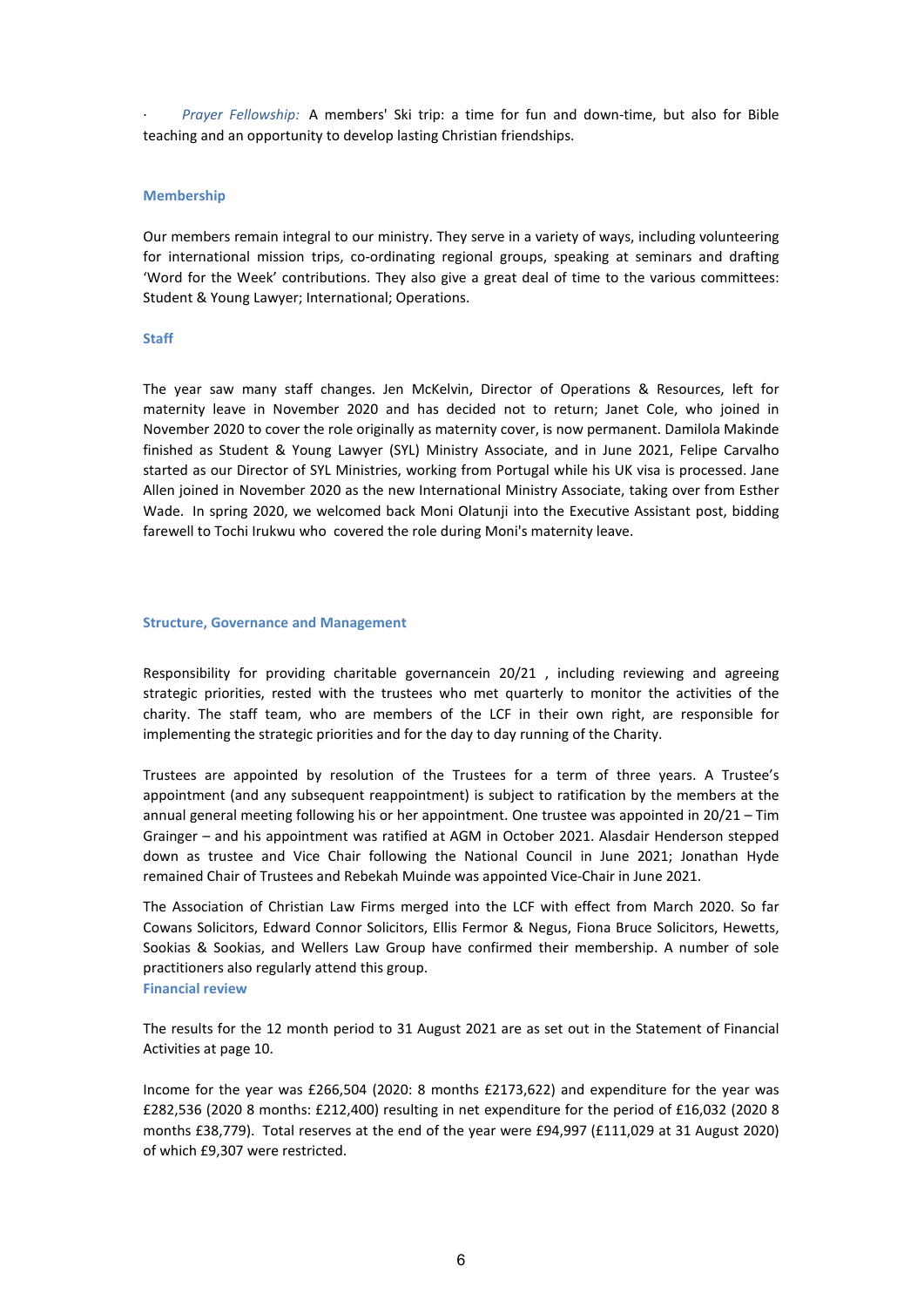· *Prayer Fellowship:* A members' Ski trip: a time for fun and down-time, but also for Bible teaching and an opportunity to develop lasting Christian friendships.

### Membership

Our members remain integral to our ministry. They serve in a variety of ways, including volunteering for international mission trips, co-ordinating regional groups, speaking at seminars and drafting 'Word for the Week' contributions. They also give a great deal of time to the various committees: Student & Young Lawyer; International; Operations.

### Staff

The year saw many staff changes. Jen McKelvin, Director of Operations & Resources, left for maternity leave in November 2020 and has decided not to return; Janet Cole, who joined in November 2020 to cover the role originally as maternity cover, is now permanent. Damilola Makinde finished as Student & Young Lawyer (SYL) Ministry Associate, and in June 2021, Felipe Carvalho started as our Director of SYL Ministries, working from Portugal while his UK visa is processed. Jane Allen joined in November 2020 as the new International Ministry Associate, taking over from Esther Wade. In spring 2020, we welcomed back Moni Olatunji into the Executive Assistant post, bidding farewell to Tochi Irukwu who covered the role during Moni's maternity leave.

### Structure, Governance and Management

Responsibility for providing charitable governancein 20/21 , including reviewing and agreeing strategic priorities, rested with the trustees who met quarterly to monitor the activities of the charity. The staff team, who are members of the LCF in their own right, are responsible for implementing the strategic priorities and for the day to day running of the Charity.

Trustees are appointed by resolution of the Trustees for a term of three years. A Trustee's appointment (and any subsequent reappointment) is subject to ratification by the members at the annual general meeting following his or her appointment. One trustee was appointed in 20/21 – Tim Grainger – and his appointment was ratified at AGM in October 2021. Alasdair Henderson stepped down as trustee and Vice Chair following the National Council in June 2021; Jonathan Hyde remained Chair of Trustees and Rebekah Muinde was appointed Vice-Chair in June 2021.

The Association of Christian Law Firms merged into the LCF with effect from March 2020. So far Cowans Solicitors, Edward Connor Solicitors, Ellis Fermor & Negus, Fiona Bruce Solicitors, Hewetts, Sookias & Sookias, and Wellers Law Group have confirmed their membership. A number of sole practitioners also regularly attend this group.

### Financial review

The results for the 12 month period to 31 August 2021 are as set out in the Statement of Financial Activities at page 10.

Income for the year was £266,504 (2020: 8 months £2173,622) and expenditure for the year was £282,536 (2020 8 months: £212,400) resulting in net expenditure for the period of £16,032 (2020 8 months £38,779). Total reserves at the end of the year were £94,997 (£111,029 at 31 August 2020) of which £9,307 were restricted.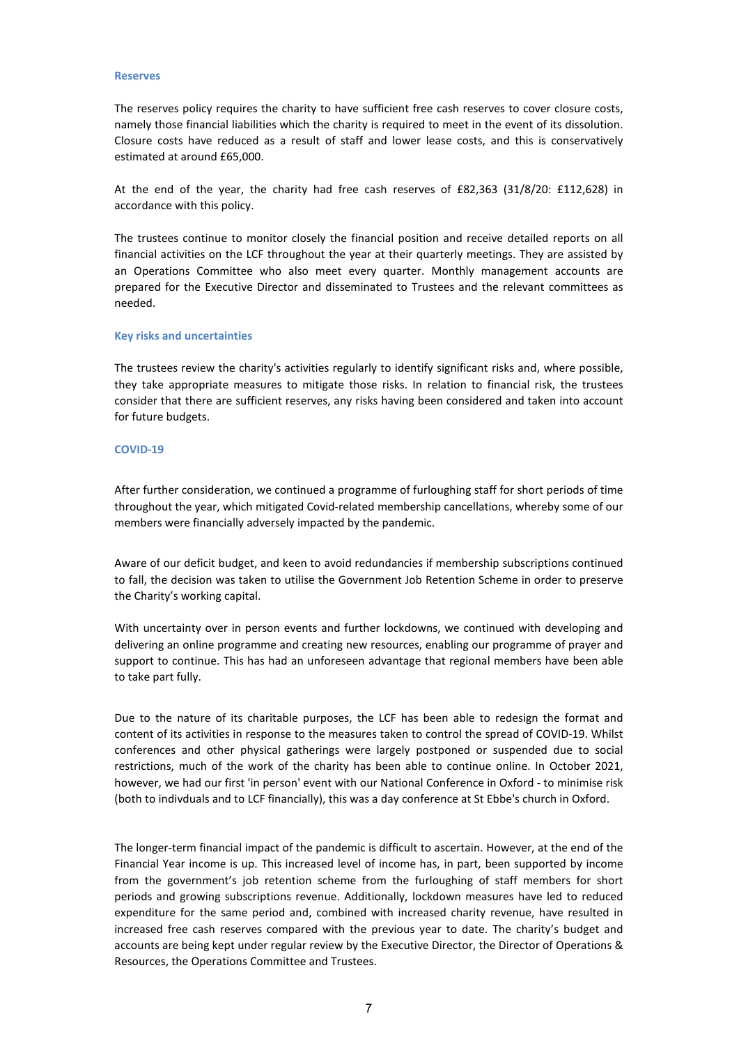### Reserves

The reserves policy requires the charity to have sufficient free cash reserves to cover closure costs, namely those financial liabilities which the charity is required to meet in the event of its dissolution. Closure costs have reduced as a result of staff and lower lease costs, and this is conservatively estimated at around £65,000.

At the end of the year, the charity had free cash reserves of £82,363 (31/8/20: £112,628) in accordance with this policy.

The trustees continue to monitor closely the financial position and receive detailed reports on all financial activities on the LCF throughout the year at their quarterly meetings. They are assisted by an Operations Committee who also meet every quarter. Monthly management accounts are prepared for the Executive Director and disseminated to Trustees and the relevant committees as needed.

### Key risks and uncertainties

The trustees review the charity's activities regularly to identify significant risks and, where possible, they take appropriate measures to mitigate those risks. In relation to financial risk, the trustees consider that there are sufficient reserves, any risks having been considered and taken into account for future budgets.

### COVID-19

After further consideration, we continued a programme of furloughing staff for short periods of time throughout the year, which mitigated Covid-related membership cancellations, whereby some of our members were financially adversely impacted by the pandemic.

Aware of our deficit budget, and keen to avoid redundancies if membership subscriptions continued to fall, the decision was taken to utilise the Government Job Retention Scheme in order to preserve the Charity's working capital.

With uncertainty over in person events and further lockdowns, we continued with developing and delivering an online programme and creating new resources, enabling our programme of prayer and support to continue. This has had an unforeseen advantage that regional members have been able to take part fully.

Due to the nature of its charitable purposes, the LCF has been able to redesign the format and content of its activities in response to the measures taken to control the spread of COVID-19. Whilst conferences and other physical gatherings were largely postponed or suspended due to social restrictions, much of the work of the charity has been able to continue online. In October 2021, however, we had our first 'in person' event with our National Conference in Oxford - to minimise risk (both to indivduals and to LCF financially), this was a day conference at St Ebbe's church in Oxford.

The longer-term financial impact of the pandemic is difficult to ascertain. However, at the end of the Financial Year income is up. This increased level of income has, in part, been supported by income from the government's job retention scheme from the furloughing of staff members for short periods and growing subscriptions revenue. Additionally, lockdown measures have led to reduced expenditure for the same period and, combined with increased charity revenue, have resulted in increased free cash reserves compared with the previous year to date. The charity's budget and accounts are being kept under regular review by the Executive Director, the Director of Operations & Resources, the Operations Committee and Trustees.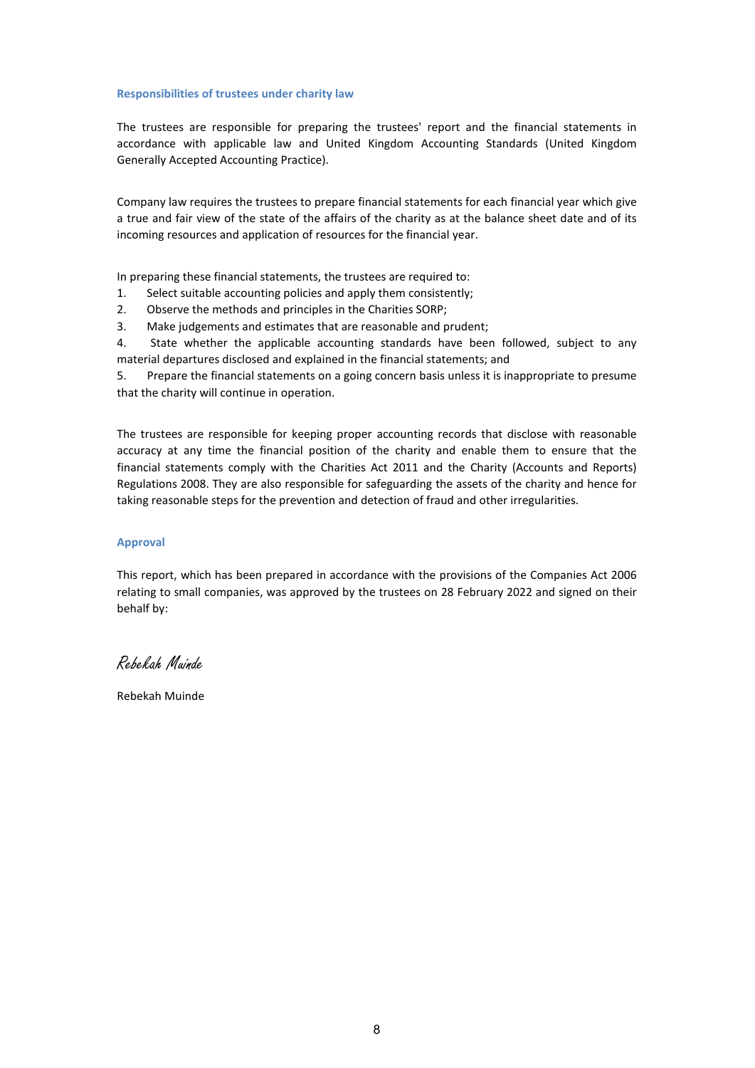### Responsibilities of trustees under charity law

The trustees are responsible for preparing the trustees' report and the financial statements in accordance with applicable law and United Kingdom Accounting Standards (United Kingdom Generally Accepted Accounting Practice).

Company law requires the trustees to prepare financial statements for each financial year which give a true and fair view of the state of the affairs of the charity as at the balance sheet date and of its incoming resources and application of resources for the financial year.

In preparing these financial statements, the trustees are required to:

1. Select suitable accounting policies and apply them consistently;
2. Observe the methods and principles in the Charities SORP;
3. Make judgements and estimates that are reasonable and prudent;
4. State whether the applicable accounting standards have been followed, subject to any material departures disclosed and explained in the financial statements; and
5. Prepare the financial statements on a going concern basis unless it is inappropriate to presume that the charity will continue in operation.

The trustees are responsible for keeping proper accounting records that disclose with reasonable accuracy at any time the financial position of the charity and enable them to ensure that the financial statements comply with the Charities Act 2011 and the Charity (Accounts and Reports) Regulations 2008. They are also responsible for safeguarding the assets of the charity and hence for taking reasonable steps for the prevention and detection of fraud and other irregularities.

### Approval

This report, which has been prepared in accordance with the provisions of the Companies Act 2006 relating to small companies, was approved by the trustees on 28 February 2022 and signed on their behalf by:

*Rebekah Muinde*

Rebekah Muinde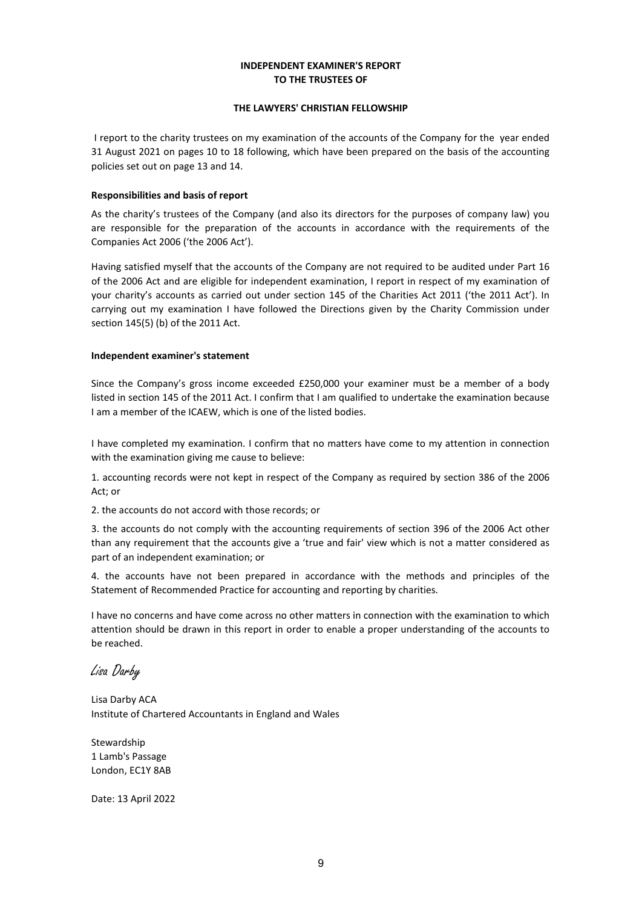# INDEPENDENT EXAMINER'S REPORT
# TO THE TRUSTEES OF

## THE LAWYERS' CHRISTIAN FELLOWSHIP

I report to the charity trustees on my examination of the accounts of the Company for the year ended 31 August 2021 on pages 10 to 18 following, which have been prepared on the basis of the accounting policies set out on page 13 and 14.

**Responsibilities and basis of report**

As the charity's trustees of the Company (and also its directors for the purposes of company law) you are responsible for the preparation of the accounts in accordance with the requirements of the Companies Act 2006 ('the 2006 Act').

Having satisfied myself that the accounts of the Company are not required to be audited under Part 16 of the 2006 Act and are eligible for independent examination, I report in respect of my examination of your charity's accounts as carried out under section 145 of the Charities Act 2011 ('the 2011 Act'). In carrying out my examination I have followed the Directions given by the Charity Commission under section 145(5) (b) of the 2011 Act.

**Independent examiner's statement**

Since the Company's gross income exceeded £250,000 your examiner must be a member of a body listed in section 145 of the 2011 Act. I confirm that I am qualified to undertake the examination because I am a member of the ICAEW, which is one of the listed bodies.

I have completed my examination. I confirm that no matters have come to my attention in connection with the examination giving me cause to believe:

1. accounting records were not kept in respect of the Company as required by section 386 of the 2006 Act; or

2. the accounts do not accord with those records; or

3. the accounts do not comply with the accounting requirements of section 396 of the 2006 Act other than any requirement that the accounts give a 'true and fair' view which is not a matter considered as part of an independent examination; or

4. the accounts have not been prepared in accordance with the methods and principles of the Statement of Recommended Practice for accounting and reporting by charities.

I have no concerns and have come across no other matters in connection with the examination to which attention should be drawn in this report in order to enable a proper understanding of the accounts to be reached.

*Lisa Darby*

Lisa Darby ACA
Institute of Chartered Accountants in England and Wales

Stewardship
1 Lamb's Passage
London, EC1Y 8AB

Date: 13 April 2022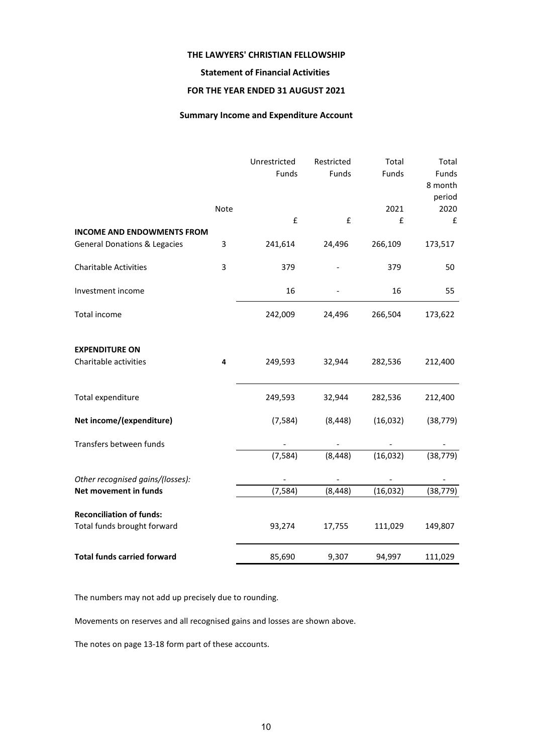# THE LAWYERS' CHRISTIAN FELLOWSHIP

## Statement of Financial Activities

## FOR THE YEAR ENDED 31 AUGUST 2021

### Summary Income and Expenditure Account

| | Note | Unrestricted Funds | Restricted Funds | Total Funds 2021 | Total Funds 8 month period 2020 |
|---|---|---|---|---|---|
| | | £ | £ | £ | £ |
| **INCOME AND ENDOWMENTS FROM** | | | | | |
| General Donations & Legacies | 3 | 241,614 | 24,496 | 266,109 | 173,517 |
| Charitable Activities | 3 | 379 | - | 379 | 50 |
| Investment income | | 16 | - | 16 | 55 |
| Total income | | 242,009 | 24,496 | 266,504 | 173,622 |
| **EXPENDITURE ON** | | | | | |
| Charitable activities | **4** | 249,593 | 32,944 | 282,536 | 212,400 |
| Total expenditure | | 249,593 | 32,944 | 282,536 | 212,400 |
| **Net income/(expenditure)** | | (7,584) | (8,448) | (16,032) | (38,779) |
| Transfers between funds | | - | - | - | - |
| | | (7,584) | (8,448) | (16,032) | (38,779) |
| *Other recognised gains/(losses):* | | - | - | - | - |
| **Net movement in funds** | | (7,584) | (8,448) | (16,032) | (38,779) |
| **Reconciliation of funds:** | | | | | |
| Total funds brought forward | | 93,274 | 17,755 | 111,029 | 149,807 |
| **Total funds carried forward** | | 85,690 | 9,307 | 94,997 | 111,029 |

The numbers may not add up precisely due to rounding.

Movements on reserves and all recognised gains and losses are shown above.

The notes on page 13-18 form part of these accounts.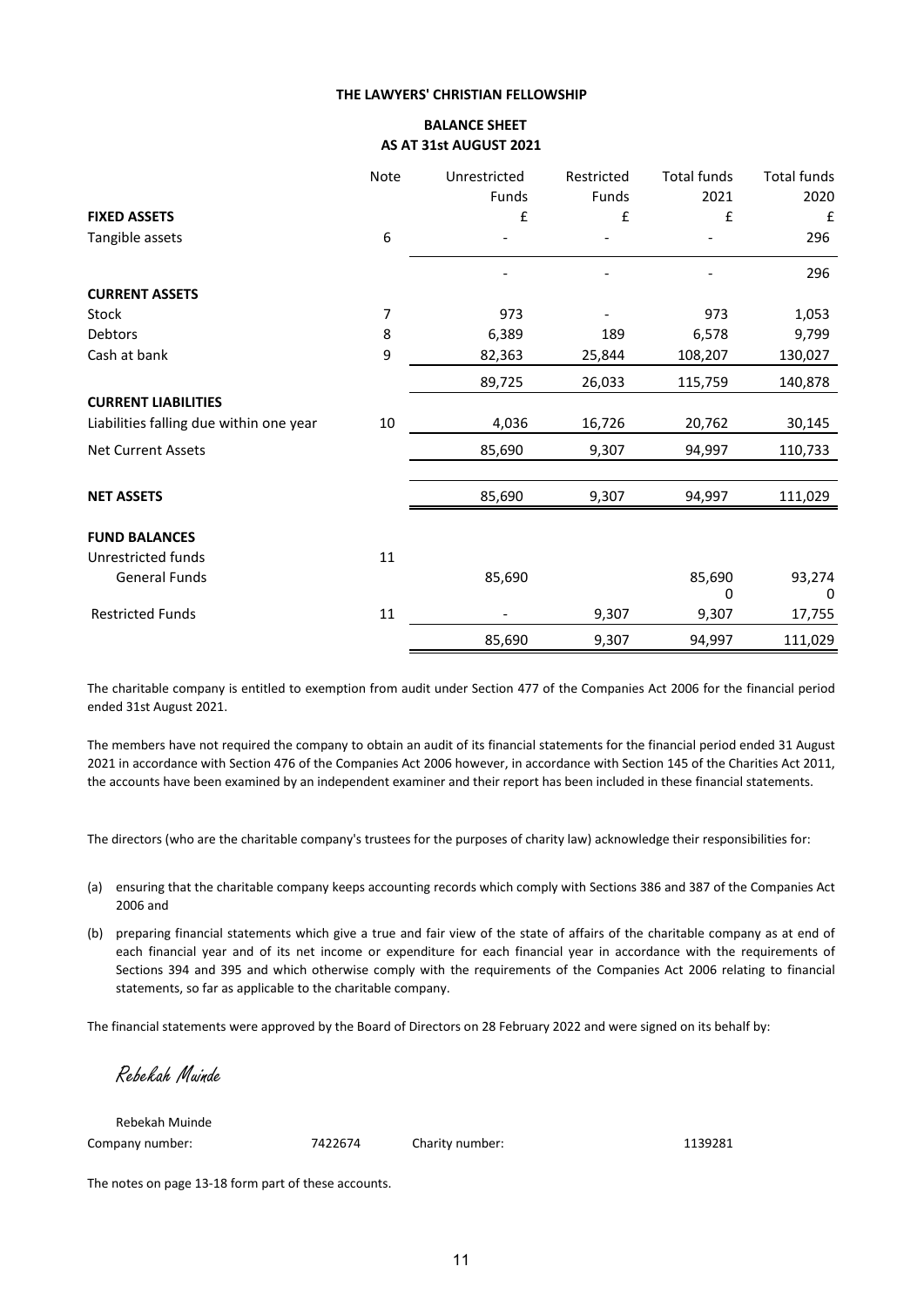**THE LAWYERS' CHRISTIAN FELLOWSHIP**

**BALANCE SHEET**
**AS AT 31st AUGUST 2021**

| | Note | Unrestricted Funds | Restricted Funds | Total funds 2021 | Total funds 2020 |
|---|---|---|---|---|---|
| **FIXED ASSETS** | | £ | £ | £ | £ |
| Tangible assets | 6 | - | - | - | 296 |
| | | - | - | - | 296 |
| **CURRENT ASSETS** | | | | | |
| Stock | 7 | 973 | - | 973 | 1,053 |
| Debtors | 8 | 6,389 | 189 | 6,578 | 9,799 |
| Cash at bank | 9 | 82,363 | 25,844 | 108,207 | 130,027 |
| | | 89,725 | 26,033 | 115,759 | 140,878 |
| **CURRENT LIABILITIES** | | | | | |
| Liabilities falling due within one year | 10 | 4,036 | 16,726 | 20,762 | 30,145 |
| Net Current Assets | | 85,690 | 9,307 | 94,997 | 110,733 |
| **NET ASSETS** | | 85,690 | 9,307 | 94,997 | 111,029 |
| **FUND BALANCES** | | | | | |
| Unrestricted funds | 11 | | | | |
| General Funds | | 85,690 | | 85,690 0 | 93,274 0 |
| Restricted Funds | 11 | - | 9,307 | 9,307 | 17,755 |
| | | 85,690 | 9,307 | 94,997 | 111,029 |

The charitable company is entitled to exemption from audit under Section 477 of the Companies Act 2006 for the financial period ended 31st August 2021.

The members have not required the company to obtain an audit of its financial statements for the financial period ended 31 August 2021 in accordance with Section 476 of the Companies Act 2006 however, in accordance with Section 145 of the Charities Act 2011, the accounts have been examined by an independent examiner and their report has been included in these financial statements.

The directors (who are the charitable company's trustees for the purposes of charity law) acknowledge their responsibilities for:

(a) ensuring that the charitable company keeps accounting records which comply with Sections 386 and 387 of the Companies Act 2006 and

(b) preparing financial statements which give a true and fair view of the state of affairs of the charitable company as at end of each financial year and of its net income or expenditure for each financial year in accordance with the requirements of Sections 394 and 395 and which otherwise comply with the requirements of the Companies Act 2006 relating to financial statements, so far as applicable to the charitable company.

The financial statements were approved by the Board of Directors on 28 February 2022 and were signed on its behalf by:

*Rebekah Muinde*

Rebekah Muinde

Company number: 7422674 Charity number: 1139281

The notes on page 13-18 form part of these accounts.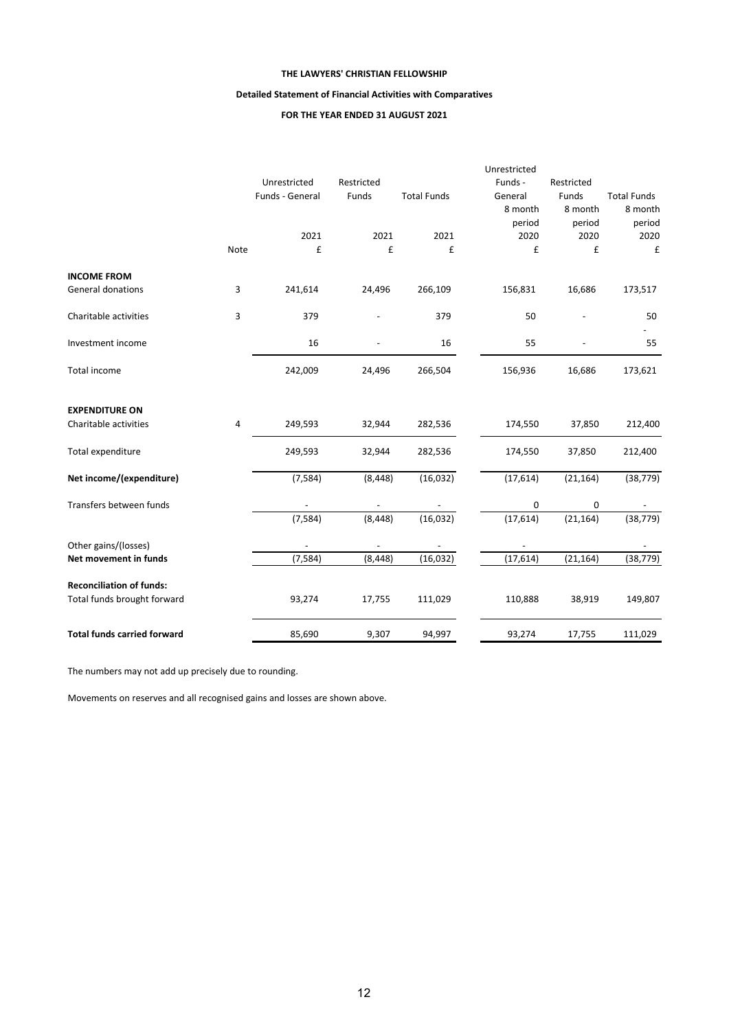**THE LAWYERS' CHRISTIAN FELLOWSHIP**

**Detailed Statement of Financial Activities with Comparatives**

**FOR THE YEAR ENDED 31 AUGUST 2021**

| | Note | Unrestricted Funds - General 2021 £ | Restricted Funds 2021 £ | Total Funds 2021 £ | Unrestricted Funds - General 8 month period 2020 £ | Restricted Funds 8 month period 2020 £ | Total Funds 8 month period 2020 £ |
|---|---|---|---|---|---|---|---|
| **INCOME FROM** | | | | | | | |
| General donations | 3 | 241,614 | 24,496 | 266,109 | 156,831 | 16,686 | 173,517 |
| Charitable activities | 3 | 379 | - | 379 | 50 | - | 50 |
| Investment income | | 16 | - | 16 | 55 | - | 55 |
| Total income | | 242,009 | 24,496 | 266,504 | 156,936 | 16,686 | 173,621 |
| **EXPENDITURE ON** | | | | | | | |
| Charitable activities | 4 | 249,593 | 32,944 | 282,536 | 174,550 | 37,850 | 212,400 |
| Total expenditure | | 249,593 | 32,944 | 282,536 | 174,550 | 37,850 | 212,400 |
| **Net income/(expenditure)** | | (7,584) | (8,448) | (16,032) | (17,614) | (21,164) | (38,779) |
| Transfers between funds | | - | - | - | 0 | 0 | - |
| | | (7,584) | (8,448) | (16,032) | (17,614) | (21,164) | (38,779) |
| Other gains/(losses) | | - | - | - | - | | - |
| **Net movement in funds** | | (7,584) | (8,448) | (16,032) | (17,614) | (21,164) | (38,779) |
| **Reconciliation of funds:** | | | | | | | |
| Total funds brought forward | | 93,274 | 17,755 | 111,029 | 110,888 | 38,919 | 149,807 |
| **Total funds carried forward** | | 85,690 | 9,307 | 94,997 | 93,274 | 17,755 | 111,029 |

The numbers may not add up precisely due to rounding.

Movements on reserves and all recognised gains and losses are shown above.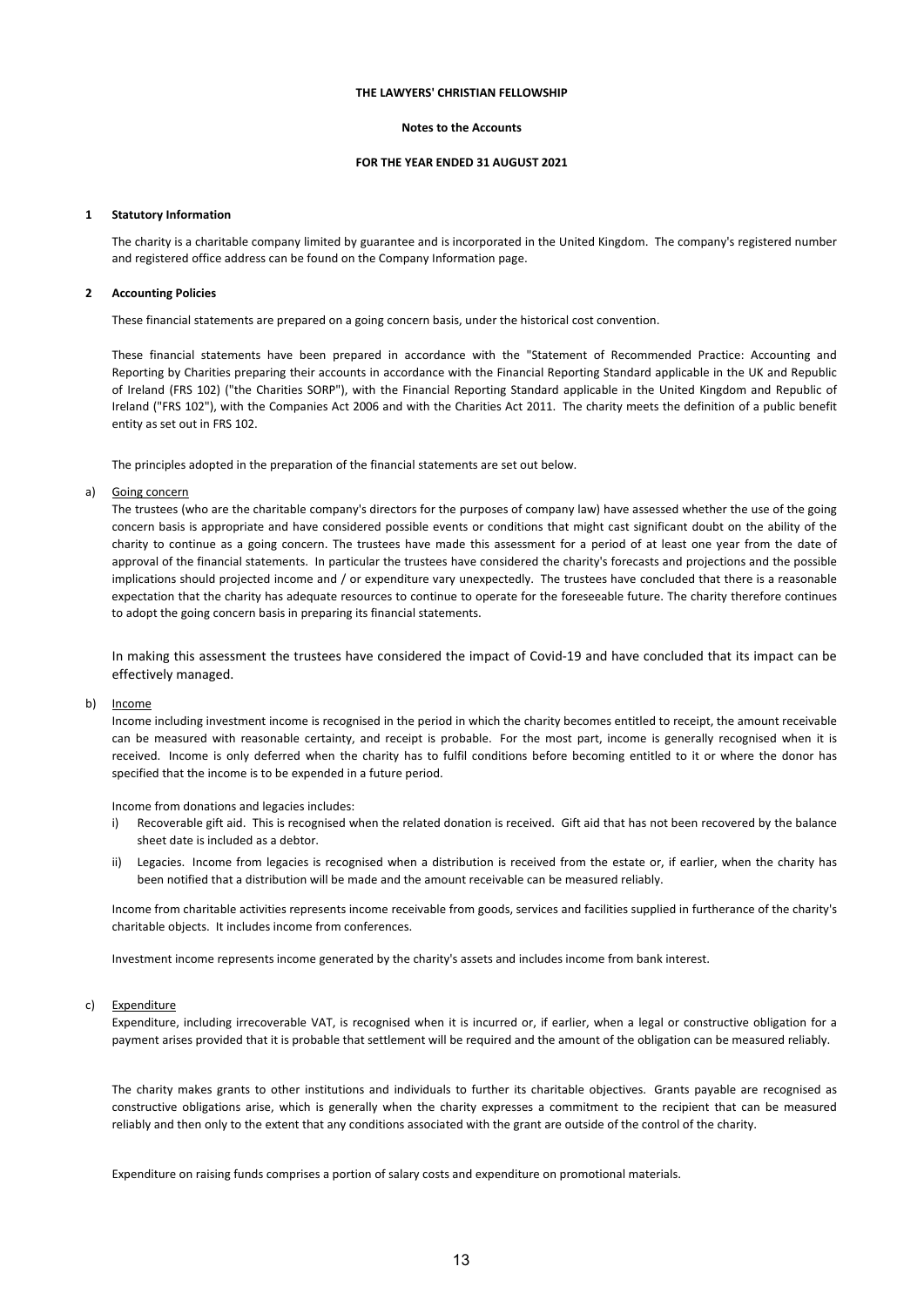# THE LAWYERS' CHRISTIAN FELLOWSHIP

## Notes to the Accounts

### FOR THE YEAR ENDED 31 AUGUST 2021

**1 Statutory Information**

The charity is a charitable company limited by guarantee and is incorporated in the United Kingdom. The company's registered number and registered office address can be found on the Company Information page.

**2 Accounting Policies**

These financial statements are prepared on a going concern basis, under the historical cost convention.

These financial statements have been prepared in accordance with the "Statement of Recommended Practice: Accounting and Reporting by Charities preparing their accounts in accordance with the Financial Reporting Standard applicable in the UK and Republic of Ireland (FRS 102) ("the Charities SORP"), with the Financial Reporting Standard applicable in the United Kingdom and Republic of Ireland ("FRS 102"), with the Companies Act 2006 and with the Charities Act 2011. The charity meets the definition of a public benefit entity as set out in FRS 102.

The principles adopted in the preparation of the financial statements are set out below.

a) Going concern

The trustees (who are the charitable company's directors for the purposes of company law) have assessed whether the use of the going concern basis is appropriate and have considered possible events or conditions that might cast significant doubt on the ability of the charity to continue as a going concern. The trustees have made this assessment for a period of at least one year from the date of approval of the financial statements. In particular the trustees have considered the charity's forecasts and projections and the possible implications should projected income and / or expenditure vary unexpectedly. The trustees have concluded that there is a reasonable expectation that the charity has adequate resources to continue to operate for the foreseeable future. The charity therefore continues to adopt the going concern basis in preparing its financial statements.

In making this assessment the trustees have considered the impact of Covid-19 and have concluded that its impact can be effectively managed.

b) Income

Income including investment income is recognised in the period in which the charity becomes entitled to receipt, the amount receivable can be measured with reasonable certainty, and receipt is probable. For the most part, income is generally recognised when it is received. Income is only deferred when the charity has to fulfil conditions before becoming entitled to it or where the donor has specified that the income is to be expended in a future period.

Income from donations and legacies includes:

i) Recoverable gift aid. This is recognised when the related donation is received. Gift aid that has not been recovered by the balance sheet date is included as a debtor.

ii) Legacies. Income from legacies is recognised when a distribution is received from the estate or, if earlier, when the charity has been notified that a distribution will be made and the amount receivable can be measured reliably.

Income from charitable activities represents income receivable from goods, services and facilities supplied in furtherance of the charity's charitable objects. It includes income from conferences.

Investment income represents income generated by the charity's assets and includes income from bank interest.

c) Expenditure

Expenditure, including irrecoverable VAT, is recognised when it is incurred or, if earlier, when a legal or constructive obligation for a payment arises provided that it is probable that settlement will be required and the amount of the obligation can be measured reliably.

The charity makes grants to other institutions and individuals to further its charitable objectives. Grants payable are recognised as constructive obligations arise, which is generally when the charity expresses a commitment to the recipient that can be measured reliably and then only to the extent that any conditions associated with the grant are outside of the control of the charity.

Expenditure on raising funds comprises a portion of salary costs and expenditure on promotional materials.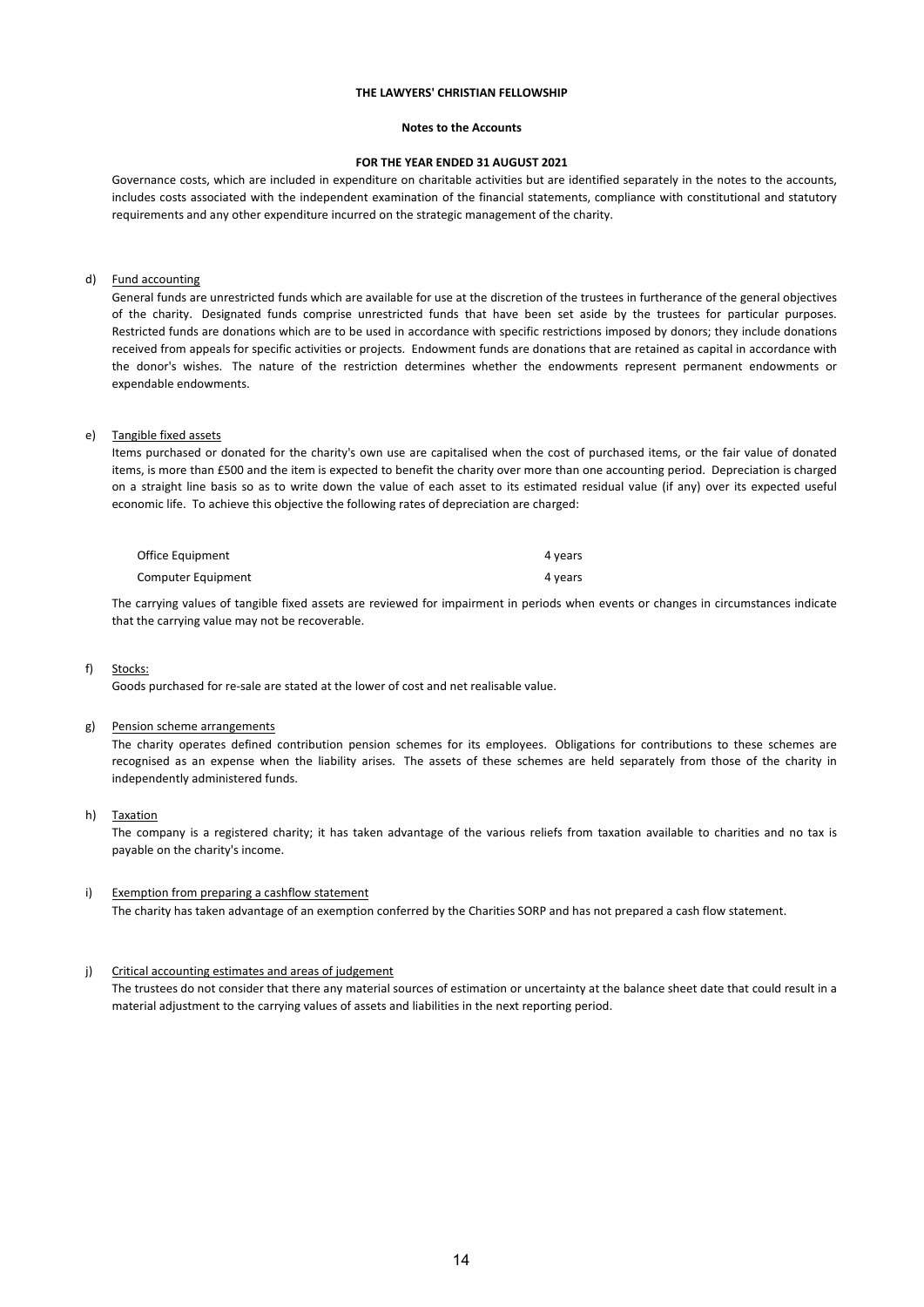Governance costs, which are included in expenditure on charitable activities but are identified separately in the notes to the accounts, includes costs associated with the independent examination of the financial statements, compliance with constitutional and statutory requirements and any other expenditure incurred on the strategic management of the charity.

d) Fund accounting

General funds are unrestricted funds which are available for use at the discretion of the trustees in furtherance of the general objectives of the charity. Designated funds comprise unrestricted funds that have been set aside by the trustees for particular purposes. Restricted funds are donations which are to be used in accordance with specific restrictions imposed by donors; they include donations received from appeals for specific activities or projects. Endowment funds are donations that are retained as capital in accordance with the donor's wishes. The nature of the restriction determines whether the endowments represent permanent endowments or expendable endowments.

e) Tangible fixed assets

Items purchased or donated for the charity's own use are capitalised when the cost of purchased items, or the fair value of donated items, is more than £500 and the item is expected to benefit the charity over more than one accounting period. Depreciation is charged on a straight line basis so as to write down the value of each asset to its estimated residual value (if any) over its expected useful economic life. To achieve this objective the following rates of depreciation are charged:

| | |
|---|---|
| Office Equipment | 4 years |
| Computer Equipment | 4 years |

The carrying values of tangible fixed assets are reviewed for impairment in periods when events or changes in circumstances indicate that the carrying value may not be recoverable.

f) Stocks:

Goods purchased for re-sale are stated at the lower of cost and net realisable value.

g) Pension scheme arrangements

The charity operates defined contribution pension schemes for its employees. Obligations for contributions to these schemes are recognised as an expense when the liability arises. The assets of these schemes are held separately from those of the charity in independently administered funds.

h) Taxation

The company is a registered charity; it has taken advantage of the various reliefs from taxation available to charities and no tax is payable on the charity's income.

i) Exemption from preparing a cashflow statement

The charity has taken advantage of an exemption conferred by the Charities SORP and has not prepared a cash flow statement.

j) Critical accounting estimates and areas of judgement

The trustees do not consider that there any material sources of estimation or uncertainty at the balance sheet date that could result in a material adjustment to the carrying values of assets and liabilities in the next reporting period.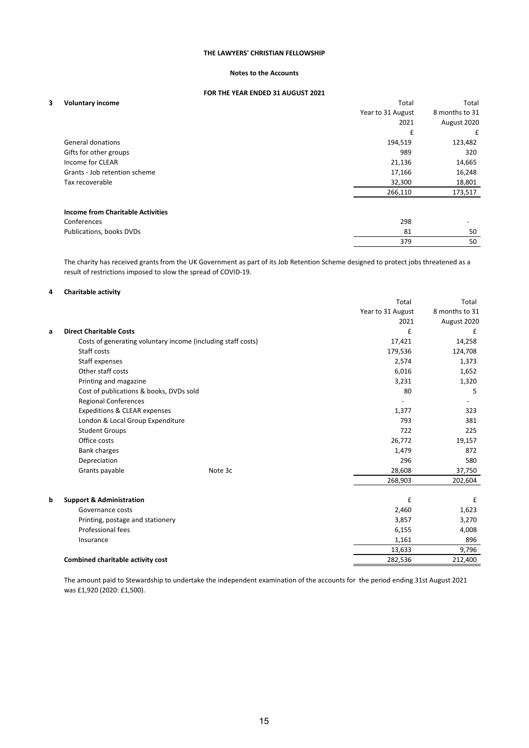**THE LAWYERS' CHRISTIAN FELLOWSHIP**

**Notes to the Accounts**

**FOR THE YEAR ENDED 31 AUGUST 2021**

## 3 Voluntary income

| | Total Year to 31 August 2021 | Total 8 months to 31 August 2020 |
|---|---|---|
| | £ | £ |
| General donations | 194,519 | 123,482 |
| Gifts for other groups | 989 | 320 |
| Income for CLEAR | 21,136 | 14,665 |
| Grants - Job retention scheme | 17,166 | 16,248 |
| Tax recoverable | 32,300 | 18,801 |
| | 266,110 | 173,517 |
| **Income from Charitable Activities** | | |
| Conferences | 298 | - |
| Publications, books DVDs | 81 | 50 |
| | 379 | 50 |

The charity has received grants from the UK Government as part of its Job Retention Scheme designed to protect jobs threatened as a result of restrictions imposed to slow the spread of COVID-19.

## 4 Charitable activity

| | | Total Year to 31 August 2021 | Total 8 months to 31 August 2020 |
|---|---|---|---|
| **a Direct Charitable Costs** | | £ | £ |
| Costs of generating voluntary income (including staff costs) | | 17,421 | 14,258 |
| Staff costs | | 179,536 | 124,708 |
| Staff expenses | | 2,574 | 1,373 |
| Other staff costs | | 6,016 | 1,652 |
| Printing and magazine | | 3,231 | 1,320 |
| Cost of publications & books, DVDs sold | | 80 | 5 |
| Regional Conferences | | - | - |
| Expeditions & CLEAR expenses | | 1,377 | 323 |
| London & Local Group Expenditure | | 793 | 381 |
| Student Groups | | 722 | 225 |
| Office costs | | 26,772 | 19,157 |
| Bank charges | | 1,479 | 872 |
| Depreciation | | 296 | 580 |
| Grants payable | Note 3c | 28,608 | 37,750 |
| | | 268,903 | 202,604 |
| **b Support & Administration** | | £ | £ |
| Governance costs | | 2,460 | 1,623 |
| Printing, postage and stationery | | 3,857 | 3,270 |
| Professional fees | | 6,155 | 4,008 |
| Insurance | | 1,161 | 896 |
| | | 13,633 | 9,796 |
| **Combined charitable activity cost** | | 282,536 | 212,400 |

The amount paid to Stewardship to undertake the independent examination of the accounts for the period ending 31st August 2021 was £1,920 (2020: £1,500).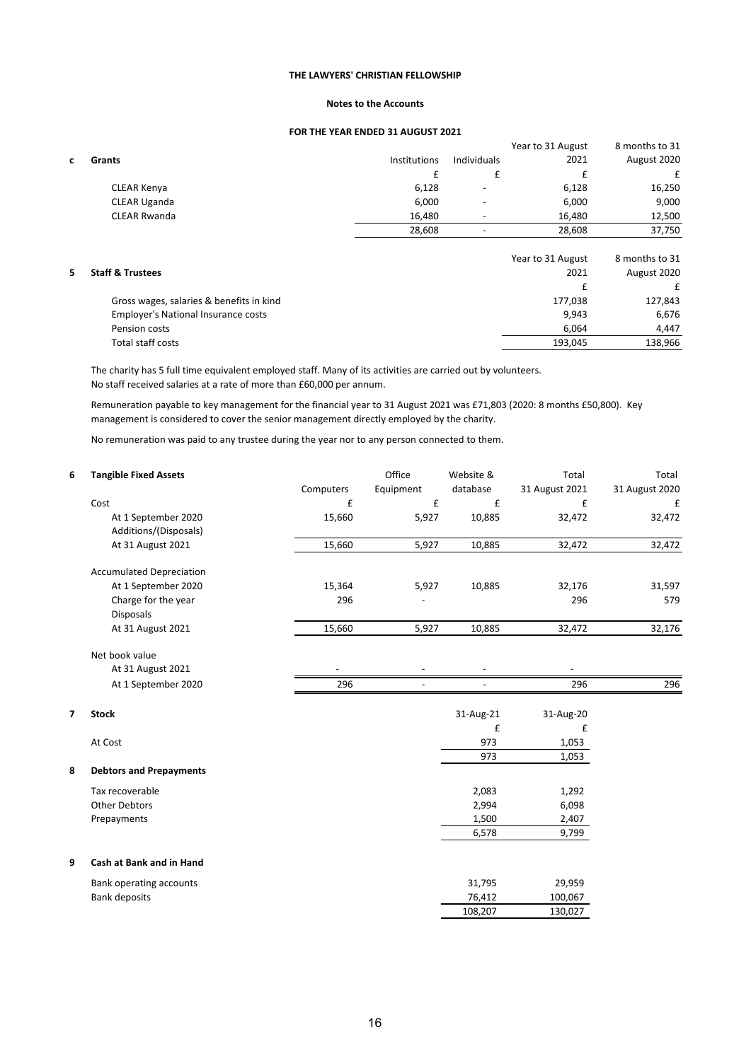**THE LAWYERS' CHRISTIAN FELLOWSHIP**

**Notes to the Accounts**

**FOR THE YEAR ENDED 31 AUGUST 2021**

**c Grants**

| | Institutions | Individuals | Year to 31 August 2021 | 8 months to 31 August 2020 |
|---|---|---|---|---|
| | £ | £ | £ | £ |
| CLEAR Kenya | 6,128 | - | 6,128 | 16,250 |
| CLEAR Uganda | 6,000 | - | 6,000 | 9,000 |
| CLEAR Rwanda | 16,480 | - | 16,480 | 12,500 |
| | 28,608 | - | 28,608 | 37,750 |

**5 Staff & Trustees**

| | Year to 31 August 2021 | 8 months to 31 August 2020 |
|---|---|---|
| | £ | £ |
| Gross wages, salaries & benefits in kind | 177,038 | 127,843 |
| Employer's National Insurance costs | 9,943 | 6,676 |
| Pension costs | 6,064 | 4,447 |
| Total staff costs | 193,045 | 138,966 |

The charity has 5 full time equivalent employed staff. Many of its activities are carried out by volunteers.
No staff received salaries at a rate of more than £60,000 per annum.

Remuneration payable to key management for the financial year to 31 August 2021 was £71,803 (2020: 8 months £50,800). Key management is considered to cover the senior management directly employed by the charity.

No remuneration was paid to any trustee during the year nor to any person connected to them.

**6 Tangible Fixed Assets**

| | Computers | Office Equipment | Website & database | Total 31 August 2021 | Total 31 August 2020 |
|---|---|---|---|---|---|
| Cost | £ | £ | £ | £ | £ |
| At 1 September 2020 | 15,660 | 5,927 | 10,885 | 32,472 | 32,472 |
| Additions/(Disposals) | | | | | |
| At 31 August 2021 | 15,660 | 5,927 | 10,885 | 32,472 | 32,472 |
| Accumulated Depreciation | | | | | |
| At 1 September 2020 | 15,364 | 5,927 | 10,885 | 32,176 | 31,597 |
| Charge for the year | 296 | - | | 296 | 579 |
| Disposals | | | | | |
| At 31 August 2021 | 15,660 | 5,927 | 10,885 | 32,472 | 32,176 |
| Net book value | | | | | |
| At 31 August 2021 | - | - | - | - | |
| At 1 September 2020 | 296 | - | - | 296 | 296 |

**7 Stock**

| | 31-Aug-21 | 31-Aug-20 |
|---|---|---|
| | £ | £ |
| At Cost | 973 | 1,053 |
| | 973 | 1,053 |

**8 Debtors and Prepayments**

| | 31-Aug-21 | 31-Aug-20 |
|---|---|---|
| Tax recoverable | 2,083 | 1,292 |
| Other Debtors | 2,994 | 6,098 |
| Prepayments | 1,500 | 2,407 |
| | 6,578 | 9,799 |

**9 Cash at Bank and in Hand**

| | 31-Aug-21 | 31-Aug-20 |
|---|---|---|
| Bank operating accounts | 31,795 | 29,959 |
| Bank deposits | 76,412 | 100,067 |
| | 108,207 | 130,027 |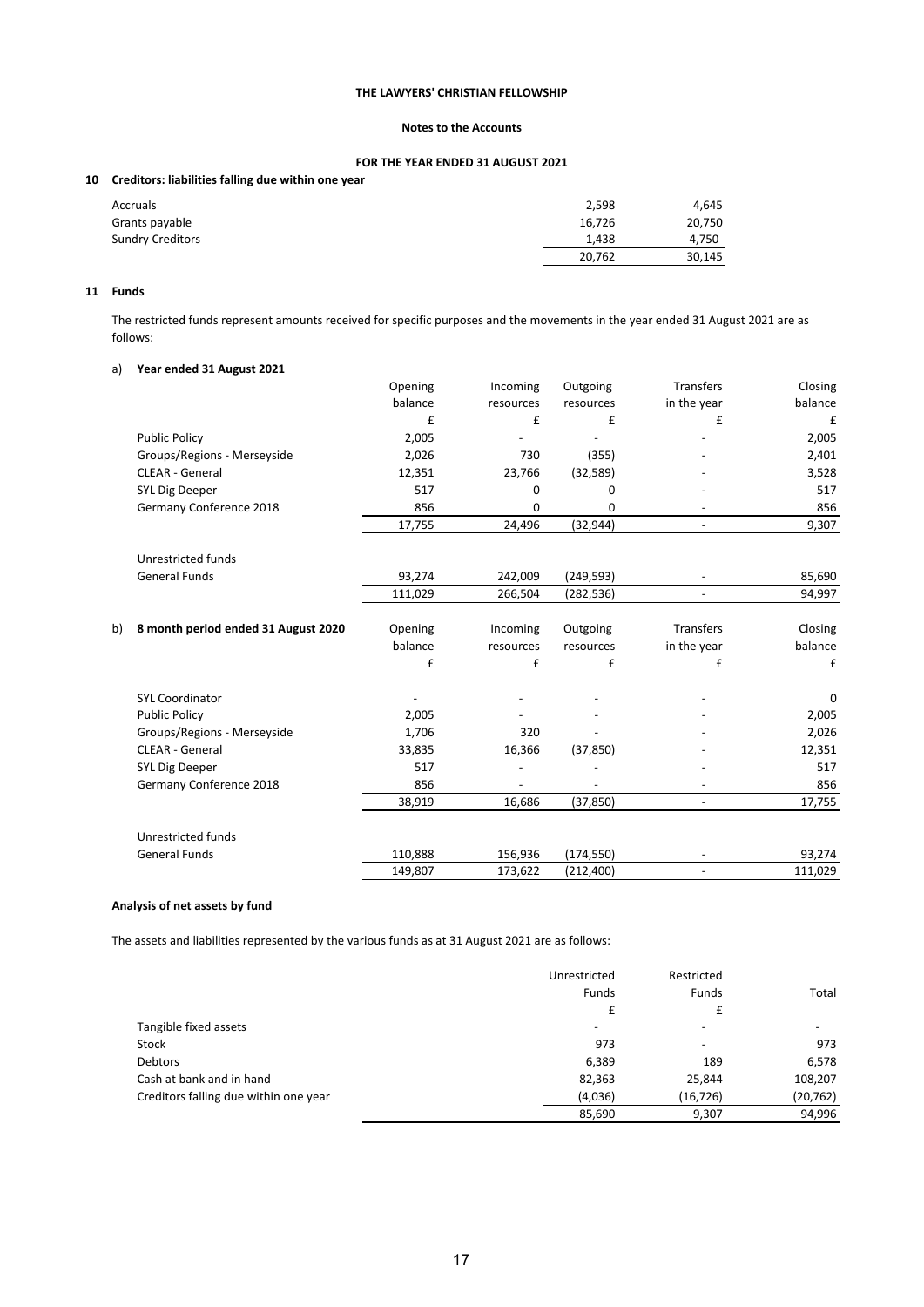**THE LAWYERS' CHRISTIAN FELLOWSHIP**

**Notes to the Accounts**

**FOR THE YEAR ENDED 31 AUGUST 2021**

## 10 Creditors: liabilities falling due within one year

| | | |
|---|---|---|
| Accruals | 2,598 | 4,645 |
| Grants payable | 16,726 | 20,750 |
| Sundry Creditors | 1,438 | 4,750 |
| | 20,762 | 30,145 |

## 11 Funds

The restricted funds represent amounts received for specific purposes and the movements in the year ended 31 August 2021 are as follows:

### a) Year ended 31 August 2021

| | Opening balance | Incoming resources | Outgoing resources | Transfers in the year | Closing balance |
|---|---|---|---|---|---|
| | £ | £ | £ | £ | £ |
| Public Policy | 2,005 | - | - | - | 2,005 |
| Groups/Regions - Merseyside | 2,026 | 730 | (355) | - | 2,401 |
| CLEAR - General | 12,351 | 23,766 | (32,589) | - | 3,528 |
| SYL Dig Deeper | 517 | 0 | 0 | - | 517 |
| Germany Conference 2018 | 856 | 0 | 0 | - | 856 |
| | 17,755 | 24,496 | (32,944) | - | 9,307 |
| Unrestricted funds | | | | | |
| General Funds | 93,274 | 242,009 | (249,593) | - | 85,690 |
| | 111,029 | 266,504 | (282,536) | - | 94,997 |

### b) 8 month period ended 31 August 2020

| | Opening balance | Incoming resources | Outgoing resources | Transfers in the year | Closing balance |
|---|---|---|---|---|---|
| | £ | £ | £ | £ | £ |
| SYL Coordinator | - | - | - | - | 0 |
| Public Policy | 2,005 | - | - | - | 2,005 |
| Groups/Regions - Merseyside | 1,706 | 320 | - | - | 2,026 |
| CLEAR - General | 33,835 | 16,366 | (37,850) | - | 12,351 |
| SYL Dig Deeper | 517 | - | - | - | 517 |
| Germany Conference 2018 | 856 | - | - | - | 856 |
| | 38,919 | 16,686 | (37,850) | - | 17,755 |
| Unrestricted funds | | | | | |
| General Funds | 110,888 | 156,936 | (174,550) | - | 93,274 |
| | 149,807 | 173,622 | (212,400) | - | 111,029 |

**Analysis of net assets by fund**

The assets and liabilities represented by the various funds as at 31 August 2021 are as follows:

| | Unrestricted Funds | Restricted Funds | Total |
|---|---|---|---|
| | £ | £ | |
| Tangible fixed assets | - | - | - |
| Stock | 973 | - | 973 |
| Debtors | 6,389 | 189 | 6,578 |
| Cash at bank and in hand | 82,363 | 25,844 | 108,207 |
| Creditors falling due within one year | (4,036) | (16,726) | (20,762) |
| | 85,690 | 9,307 | 94,996 |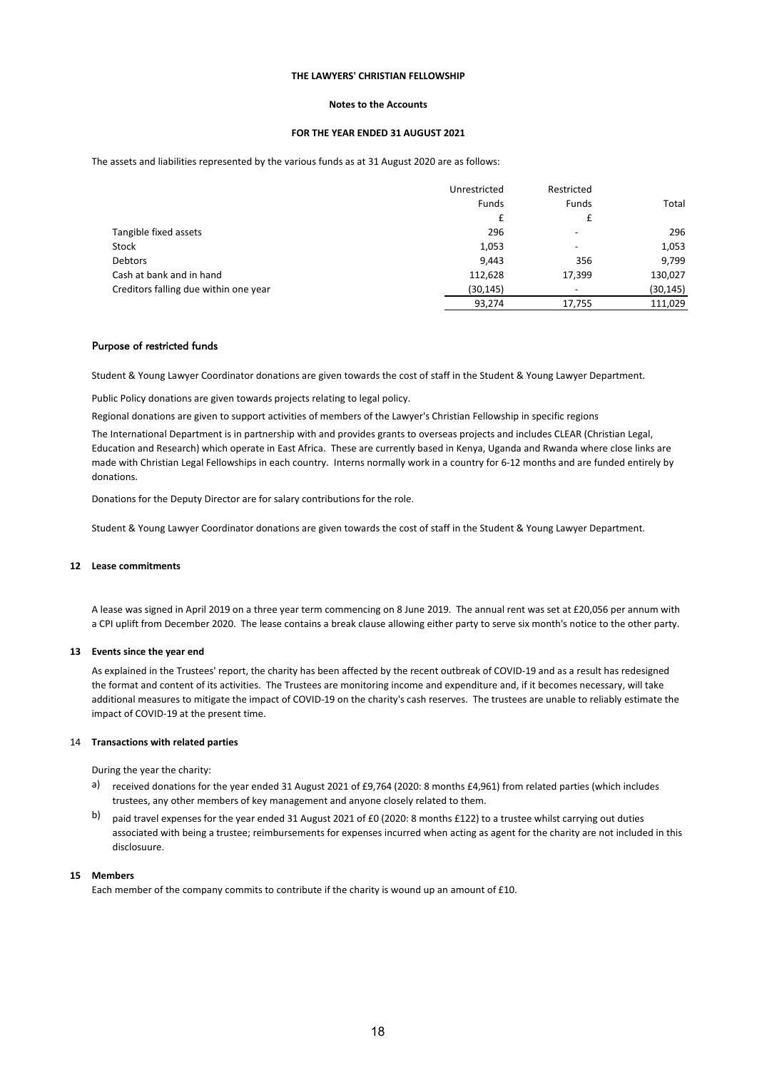The assets and liabilities represented by the various funds as at 31 August 2020 are as follows:

| | Unrestricted Funds | Restricted Funds | Total |
|---|---|---|---|
| | £ | £ | |
| Tangible fixed assets | 296 | - | 296 |
| Stock | 1,053 | - | 1,053 |
| Debtors | 9,443 | 356 | 9,799 |
| Cash at bank and in hand | 112,628 | 17,399 | 130,027 |
| Creditors falling due within one year | (30,145) | - | (30,145) |
| | 93,274 | 17,755 | 111,029 |

### Purpose of restricted funds

Student & Young Lawyer Coordinator donations are given towards the cost of staff in the Student & Young Lawyer Department.

Public Policy donations are given towards projects relating to legal policy.

Regional donations are given to support activities of members of the Lawyer's Christian Fellowship in specific regions

The International Department is in partnership with and provides grants to overseas projects and includes CLEAR (Christian Legal, Education and Research) which operate in East Africa. These are currently based in Kenya, Uganda and Rwanda where close links are made with Christian Legal Fellowships in each country. Interns normally work in a country for 6-12 months and are funded entirely by donations.

Donations for the Deputy Director are for salary contributions for the role.

Student & Young Lawyer Coordinator donations are given towards the cost of staff in the Student & Young Lawyer Department.

## 12 Lease commitments

A lease was signed in April 2019 on a three year term commencing on 8 June 2019. The annual rent was set at £20,056 per annum with a CPI uplift from December 2020. The lease contains a break clause allowing either party to serve six month's notice to the other party.

## 13 Events since the year end

As explained in the Trustees' report, the charity has been affected by the recent outbreak of COVID-19 and as a result has redesigned the format and content of its activities. The Trustees are monitoring income and expenditure and, if it becomes necessary, will take additional measures to mitigate the impact of COVID-19 on the charity's cash reserves. The trustees are unable to reliably estimate the impact of COVID-19 at the present time.

## 14 Transactions with related parties

During the year the charity:

a) received donations for the year ended 31 August 2021 of £9,764 (2020: 8 months £4,961) from related parties (which includes trustees, any other members of key management and anyone closely related to them.

b) paid travel expenses for the year ended 31 August 2021 of £0 (2020: 8 months £122) to a trustee whilst carrying out duties associated with being a trustee; reimbursements for expenses incurred when acting as agent for the charity are not included in this disclosuure.

## 15 Members

Each member of the company commits to contribute if the charity is wound up an amount of £10.